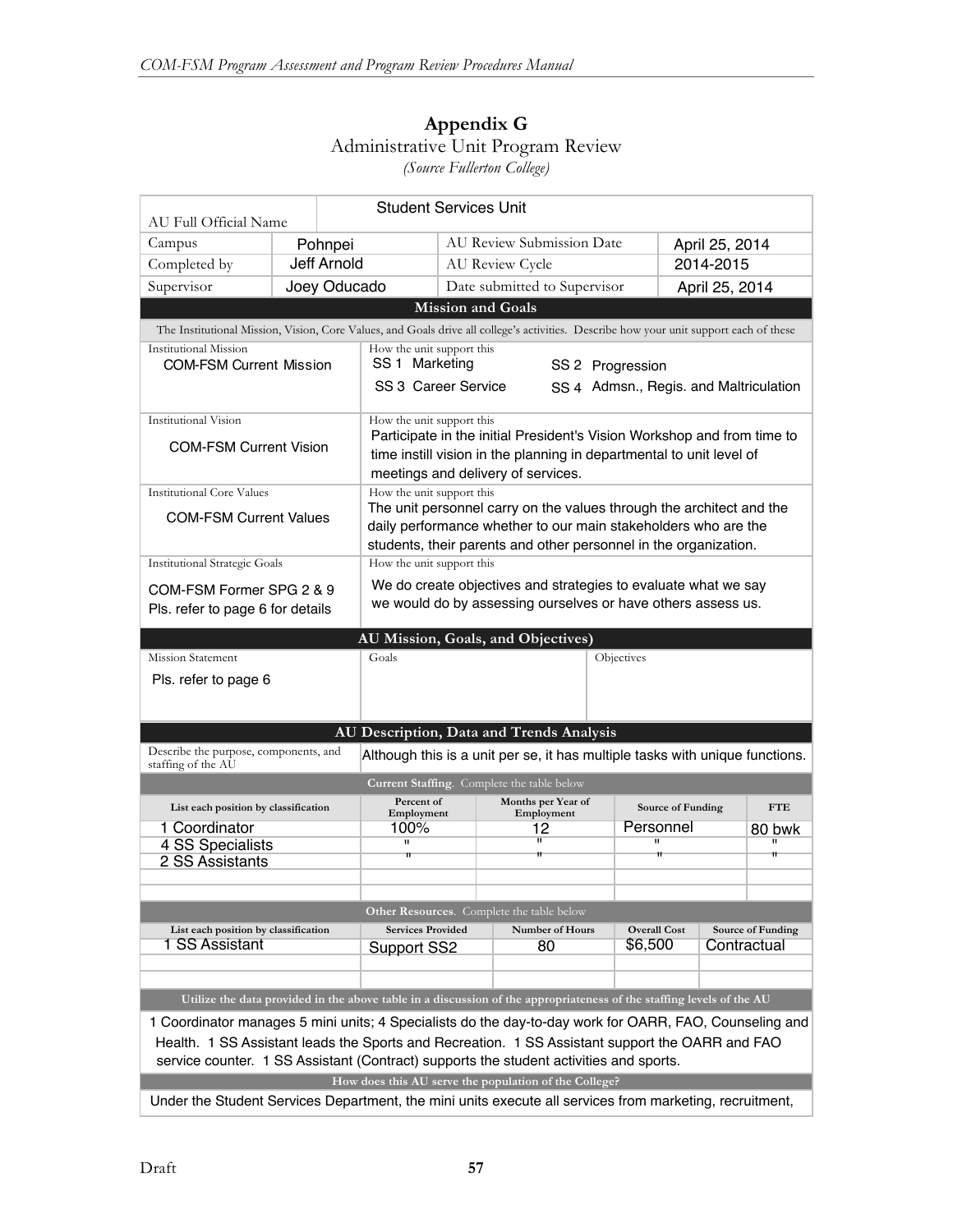# Appendix G

Administrative Unit Program Review

*(Source Fullerton College)*

| AU Full Official Name | Student Services Unit | | |
|---|---|---|---|
| Campus | Pohnpei | AU Review Submission Date | April 25, 2014 |
| Completed by | Jeff Arnold | AU Review Cycle | 2014-2015 |
| Supervisor | Joey Oducado | Date submitted to Supervisor | April 25, 2014 |

**Mission and Goals**

The Institutional Mission, Vision, Core Values, and Goals drive all college's activities. Describe how your unit support each of these

| | |
|---|---|
| Institutional Mission<br>COM-FSM Current Mission | How the unit support this<br>SS 1 Marketing &nbsp;&nbsp; SS 2 Progression<br>SS 3 Career Service &nbsp;&nbsp; SS 4 Admsn., Regis. and Maltriculation |
| Institutional Vision<br>COM-FSM Current Vision | How the unit support this<br>Participate in the initial President's Vision Workshop and from time to time instill vision in the planning in departmental to unit level of meetings and delivery of services. |
| Institutional Core Values<br>COM-FSM Current Values | How the unit support this<br>The unit personnel carry on the values through the architect and the daily performance whether to our main stakeholders who are the students, their parents and other personnel in the organization. |
| Institutional Strategic Goals<br>COM-FSM Former SPG 2 & 9<br>Pls. refer to page 6 for details | How the unit support this<br>We do create objectives and strategies to evaluate what we say we would do by assessing ourselves or have others assess us. |

**AU Mission, Goals, and Objectives)**

| Mission Statement | Goals | Objectives |
|---|---|---|
| Pls. refer to page 6 | | |

**AU Description, Data and Trends Analysis**

| | |
|---|---|
| Describe the purpose, components, and staffing of the AU | Although this is a unit per se, it has multiple tasks with unique functions. |

**Current Staffing.** Complete the table below

| List each position by classification | Percent of Employment | Months per Year of Employment | Source of Funding | FTE |
|---|---|---|---|---|
| 1 Coordinator | 100% | 12 | Personnel | 80 bwk |
| 4 SS Specialists | " | " | " | " |
| 2 SS Assistants | " | " | " | " |
| | | | | |
| | | | | |

**Other Resources.** Complete the table below

| List each position by classification | Services Provided | Number of Hours | Overall Cost | Source of Funding |
|---|---|---|---|---|
| 1 SS Assistant | Support SS2 | 80 | $6,500 | Contractual |
| | | | | |
| | | | | |

**Utilize the data provided in the above table in a discussion of the appropriateness of the staffing levels of the AU**

1 Coordinator manages 5 mini units; 4 Specialists do the day-to-day work for OARR, FAO, Counseling and Health. 1 SS Assistant leads the Sports and Recreation. 1 SS Assistant support the OARR and FAO service counter. 1 SS Assistant (Contract) supports the student activities and sports.

**How does this AU serve the population of the College?**

Under the Student Services Department, the mini units execute all services from marketing, recruitment,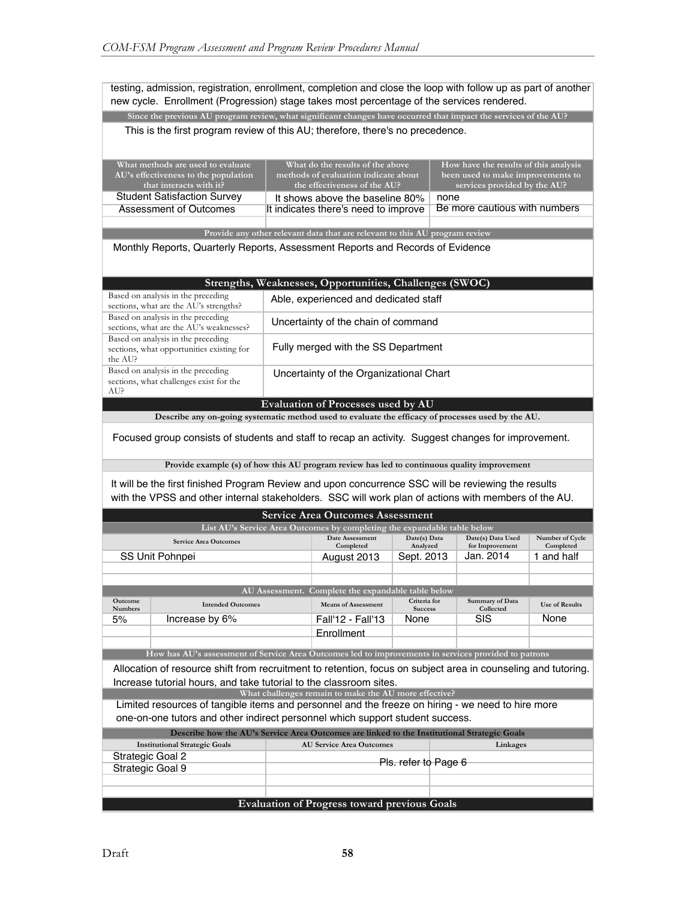testing, admission, registration, enrollment, completion and close the loop with follow up as part of another new cycle. Enrollment (Progression) stage takes most percentage of the services rendered.

**Since the previous AU program review, what significant changes have occurred that impact the services of the AU?**

This is the first program review of this AU; therefore, there's no precedence.

| What methods are used to evaluate AU's effectiveness to the population that interacts with it? | What do the results of the above methods of evaluation indicate about the effectiveness of the AU? | How have the results of this analysis been used to make improvements to services provided by the AU? |
|---|---|---|
| Student Satisfaction Survey | It shows above the baseline 80% | none |
| Assessment of Outcomes | It indicates there's need to improve | Be more cautious with numbers |
| | | |

**Provide any other relevant data that are relevant to this AU program review**

Monthly Reports, Quarterly Reports, Assessment Reports and Records of Evidence

## Strengths, Weaknesses, Opportunities, Challenges (SWOC)

| | |
|---|---|
| Based on analysis in the preceding sections, what are the AU's strengths? | Able, experienced and dedicated staff |
| Based on analysis in the preceding sections, what are the AU's weaknesses? | Uncertainty of the chain of command |
| Based on analysis in the preceding sections, what opportunities existing for the AU? | Fully merged with the SS Department |
| Based on analysis in the preceding sections, what challenges exist for the AU? | Uncertainty of the Organizational Chart |

## Evaluation of Processes used by AU

**Describe any on-going systematic method used to evaluate the efficacy of processes used by the AU.**

Focused group consists of students and staff to recap an activity. Suggest changes for improvement.

**Provide example (s) of how this AU program review has led to continuous quality improvement**

It will be the first finished Program Review and upon concurrence SSC will be reviewing the results with the VPSS and other internal stakeholders. SSC will work plan of actions with members of the AU.

## Service Area Outcomes Assessment

**List AU's Service Area Outcomes by completing the expandable table below**

| Service Area Outcomes | Date Assessment Completed | Date(s) Data Analyzed | Date(s) Data Used for Improvement | Number of Cycle Completed |
|---|---|---|---|---|
| SS Unit Pohnpei | August 2013 | Sept. 2013 | Jan. 2014 | 1 and half |
| | | | | |
| | | | | |

**AU Assessment. Complete the expandable table below**

| Outcome Numbers | Intended Outcomes | Means of Assessment | Criteria for Success | Summary of Data Collected | Use of Results |
|---|---|---|---|---|---|
| 5% | Increase by 6% | Fall'12 - Fall'13 Enrollment | None | SIS | None |
| | | | | | |

**How has AU's assessment of Service Area Outcomes led to improvements in services provided to patrons**

Allocation of resource shift from recruitment to retention, focus on subject area in counseling and tutoring. Increase tutorial hours, and take tutorial to the classroom sites.

**What challenges remain to make the AU more effective?**

Limited resources of tangible items and personnel and the freeze on hiring - we need to hire more one-on-one tutors and other indirect personnel which support student success.

**Describe how the AU's Service Area Outcomes are linked to the Institutional Strategic Goals**

| Institutional Strategic Goals | AU Service Area Outcomes | Linkages |
|---|---|---|
| Strategic Goal 2 | Pls. refer to Page 6 | |
| Strategic Goal 9 | | |
| | | |
| | | |

## Evaluation of Progress toward previous Goals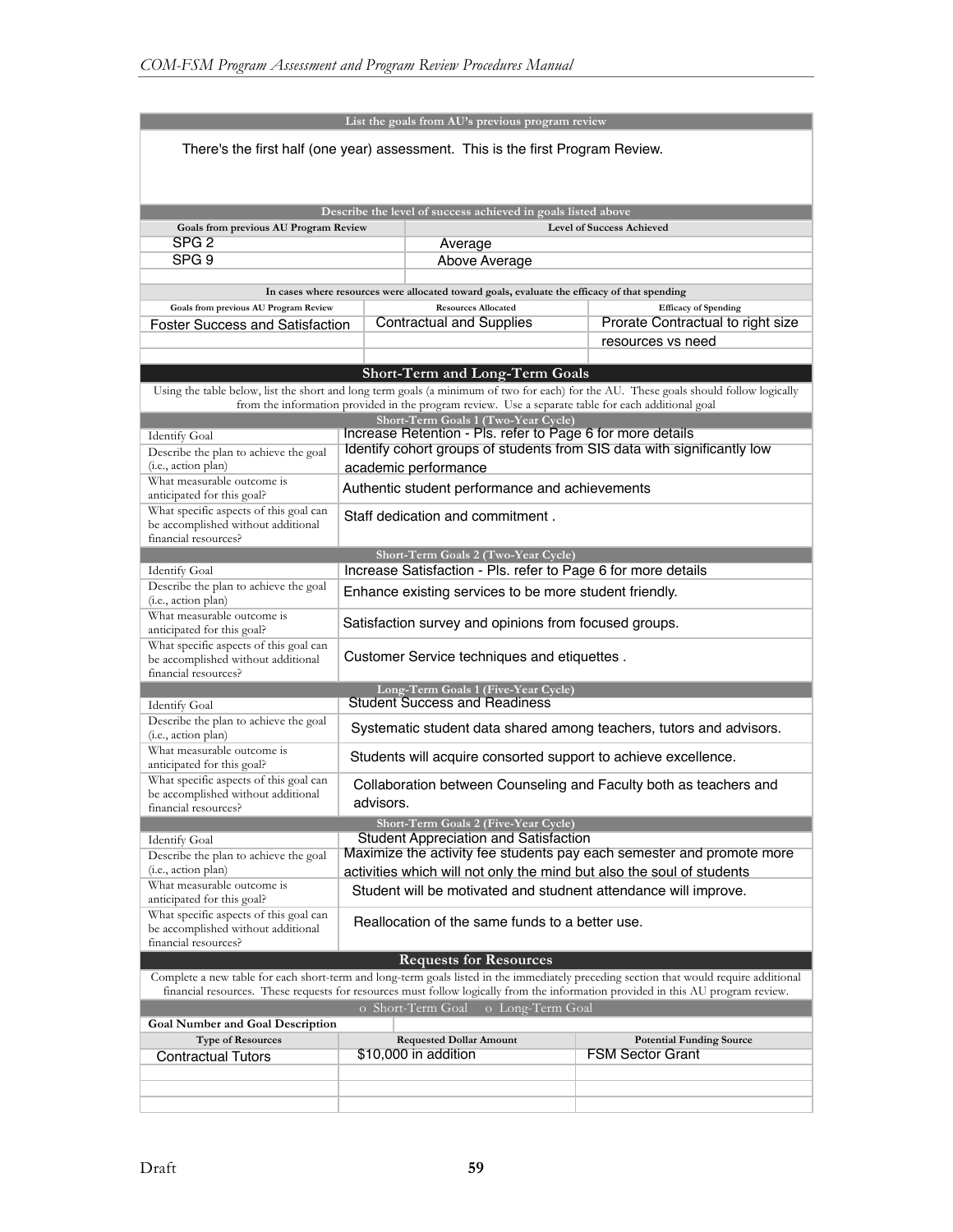| List the goals from AU's previous program review |
|---|
| There's the first half (one year) assessment. This is the first Program Review. |

**Describe the level of success achieved in goals listed above**

| Goals from previous AU Program Review | Level of Success Achieved |
|---|---|
| SPG 2 | Average |
| SPG 9 | Above Average |
| | |

**In cases where resources were allocated toward goals, evaluate the efficacy of that spending**

| Goals from previous AU Program Review | Resources Allocated | Efficacy of Spending |
|---|---|---|
| Foster Success and Satisfaction | Contractual and Supplies | Prorate Contractual to right size resources vs need |
| | | |

## Short-Term and Long-Term Goals

Using the table below, list the short and long term goals (a minimum of two for each) for the AU. These goals should follow logically from the information provided in the program review. Use a separate table for each additional goal

| Short-Term Goals 1 (Two-Year Cycle) | |
|---|---|
| Identify Goal | Increase Retention - Pls. refer to Page 6 for more details |
| Describe the plan to achieve the goal (i.e., action plan) | Identify cohort groups of students from SIS data with significantly low academic performance |
| What measurable outcome is anticipated for this goal? | Authentic student performance and achievements |
| What specific aspects of this goal can be accomplished without additional financial resources? | Staff dedication and commitment . |

| Short-Term Goals 2 (Two-Year Cycle) | |
|---|---|
| Identify Goal | Increase Satisfaction - Pls. refer to Page 6 for more details |
| Describe the plan to achieve the goal (i.e., action plan) | Enhance existing services to be more student friendly. |
| What measurable outcome is anticipated for this goal? | Satisfaction survey and opinions from focused groups. |
| What specific aspects of this goal can be accomplished without additional financial resources? | Customer Service techniques and etiquettes . |

| Long-Term Goals 1 (Five-Year Cycle) | |
|---|---|
| Identify Goal | Student Success and Readiness |
| Describe the plan to achieve the goal (i.e., action plan) | Systematic student data shared among teachers, tutors and advisors. |
| What measurable outcome is anticipated for this goal? | Students will acquire consorted support to achieve excellence. |
| What specific aspects of this goal can be accomplished without additional financial resources? | Collaboration between Counseling and Faculty both as teachers and advisors. |

| Short-Term Goals 2 (Five-Year Cycle) | |
|---|---|
| Identify Goal | Student Appreciation and Satisfaction |
| Describe the plan to achieve the goal (i.e., action plan) | Maximize the activity fee students pay each semester and promote more activities which will not only the mind but also the soul of students |
| What measurable outcome is anticipated for this goal? | Student will be motivated and studnent attendance will improve. |
| What specific aspects of this goal can be accomplished without additional financial resources? | Reallocation of the same funds to a better use. |

## Requests for Resources

Complete a new table for each short-term and long-term goals listed in the immediately preceding section that would require additional financial resources. These requests for resources must follow logically from the information provided in this AU program review.

o Short-Term Goal o Long-Term Goal

| Goal Number and Goal Description | | |
|---|---|---|
| **Type of Resources** | **Requested Dollar Amount** | **Potential Funding Source** |
| Contractual Tutors | $10,000 in addition | FSM Sector Grant |
| | | |
| | | |
| | | |

Draft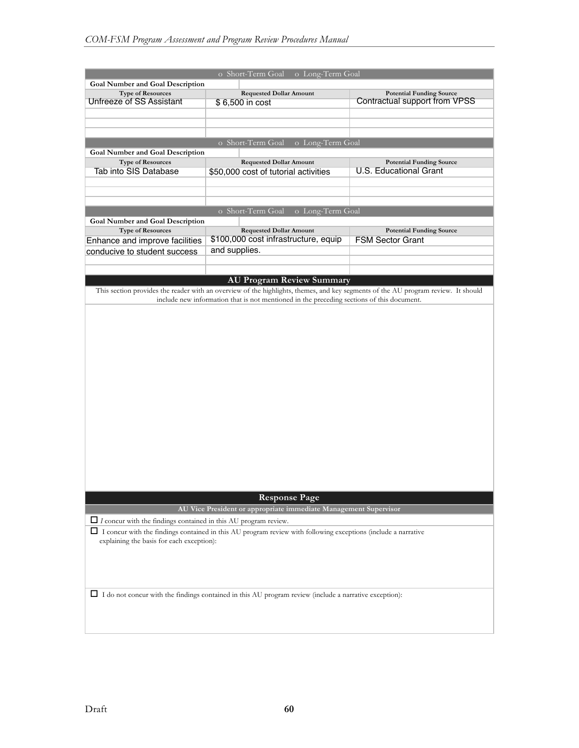| o Short-Term Goal o Long-Term Goal | | |
|---|---|---|
| **Goal Number and Goal Description** | | |
| **Type of Resources** | **Requested Dollar Amount** | **Potential Funding Source** |
| Unfreeze of SS Assistant | $ 6,500 in cost | Contractual support from VPSS |
| | | |
| | | |
| | | |

| o Short-Term Goal o Long-Term Goal | | |
|---|---|---|
| **Goal Number and Goal Description** | | |
| **Type of Resources** | **Requested Dollar Amount** | **Potential Funding Source** |
| Tab into SIS Database | $50,000 cost of tutorial activities | U.S. Educational Grant |
| | | |
| | | |
| | | |

| o Short-Term Goal o Long-Term Goal | | |
|---|---|---|
| **Goal Number and Goal Description** | | |
| **Type of Resources** | **Requested Dollar Amount** | **Potential Funding Source** |
| Enhance and improve facilities conducive to student success | $100,000 cost infrastructure, equip and supplies. | FSM Sector Grant |
| | | |
| | | |

## AU Program Review Summary

This section provides the reader with an overview of the highlights, themes, and key segments of the AU program review. It should include new information that is not mentioned in the preceding sections of this document.

## Response Page

**AU Vice President or appropriate immediate Management Supervisor**

- ☐ *I* concur with the findings contained in this AU program review.
- ☐ I concur with the findings contained in this AU program review with following exceptions (include a narrative explaining the basis for each exception):
- ☐ I do not concur with the findings contained in this AU program review (include a narrative exception):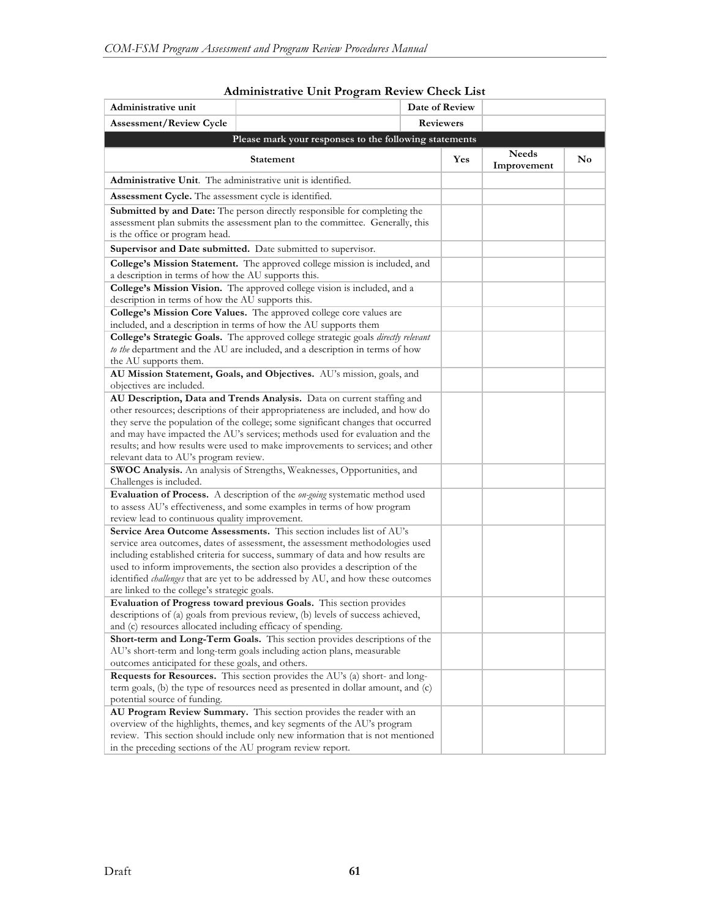## Administrative Unit Program Review Check List

| Administrative unit | | Date of Review | |
|---|---|---|---|
| **Assessment/Review Cycle** | | **Reviewers** | |

**Please mark your responses to the following statements**

| Statement | Yes | Needs Improvement | No |
|---|---|---|---|
| **Administrative Unit**. The administrative unit is identified. | | | |
| **Assessment Cycle.** The assessment cycle is identified. | | | |
| **Submitted by and Date:** The person directly responsible for completing the assessment plan submits the assessment plan to the committee. Generally, this is the office or program head. | | | |
| **Supervisor and Date submitted.** Date submitted to supervisor. | | | |
| **College's Mission Statement.** The approved college mission is included, and a description in terms of how the AU supports this. | | | |
| **College's Mission Vision.** The approved college vision is included, and a description in terms of how the AU supports this. | | | |
| **College's Mission Core Values.** The approved college core values are included, and a description in terms of how the AU supports them | | | |
| **College's Strategic Goals.** The approved college strategic goals *directly relevant to the* department and the AU are included, and a description in terms of how the AU supports them. | | | |
| **AU Mission Statement, Goals, and Objectives.** AU's mission, goals, and objectives are included. | | | |
| **AU Description, Data and Trends Analysis.** Data on current staffing and other resources; descriptions of their appropriateness are included, and how do they serve the population of the college; some significant changes that occurred and may have impacted the AU's services; methods used for evaluation and the results; and how results were used to make improvements to services; and other relevant data to AU's program review. | | | |
| **SWOC Analysis.** An analysis of Strengths, Weaknesses, Opportunities, and Challenges is included. | | | |
| **Evaluation of Process.** A description of the *on-going* systematic method used to assess AU's effectiveness, and some examples in terms of how program review lead to continuous quality improvement. | | | |
| **Service Area Outcome Assessments.** This section includes list of AU's service area outcomes, dates of assessment, the assessment methodologies used including established criteria for success, summary of data and how results are used to inform improvements, the section also provides a description of the identified *challenges* that are yet to be addressed by AU, and how these outcomes are linked to the college's strategic goals. | | | |
| **Evaluation of Progress toward previous Goals.** This section provides descriptions of (a) goals from previous review, (b) levels of success achieved, and (c) resources allocated including efficacy of spending. | | | |
| **Short-term and Long-Term Goals.** This section provides descriptions of the AU's short-term and long-term goals including action plans, measurable outcomes anticipated for these goals, and others. | | | |
| **Requests for Resources.** This section provides the AU's (a) short- and long-term goals, (b) the type of resources need as presented in dollar amount, and (c) potential source of funding. | | | |
| **AU Program Review Summary.** This section provides the reader with an overview of the highlights, themes, and key segments of the AU's program review. This section should include only new information that is not mentioned in the preceding sections of the AU program review report. | | | |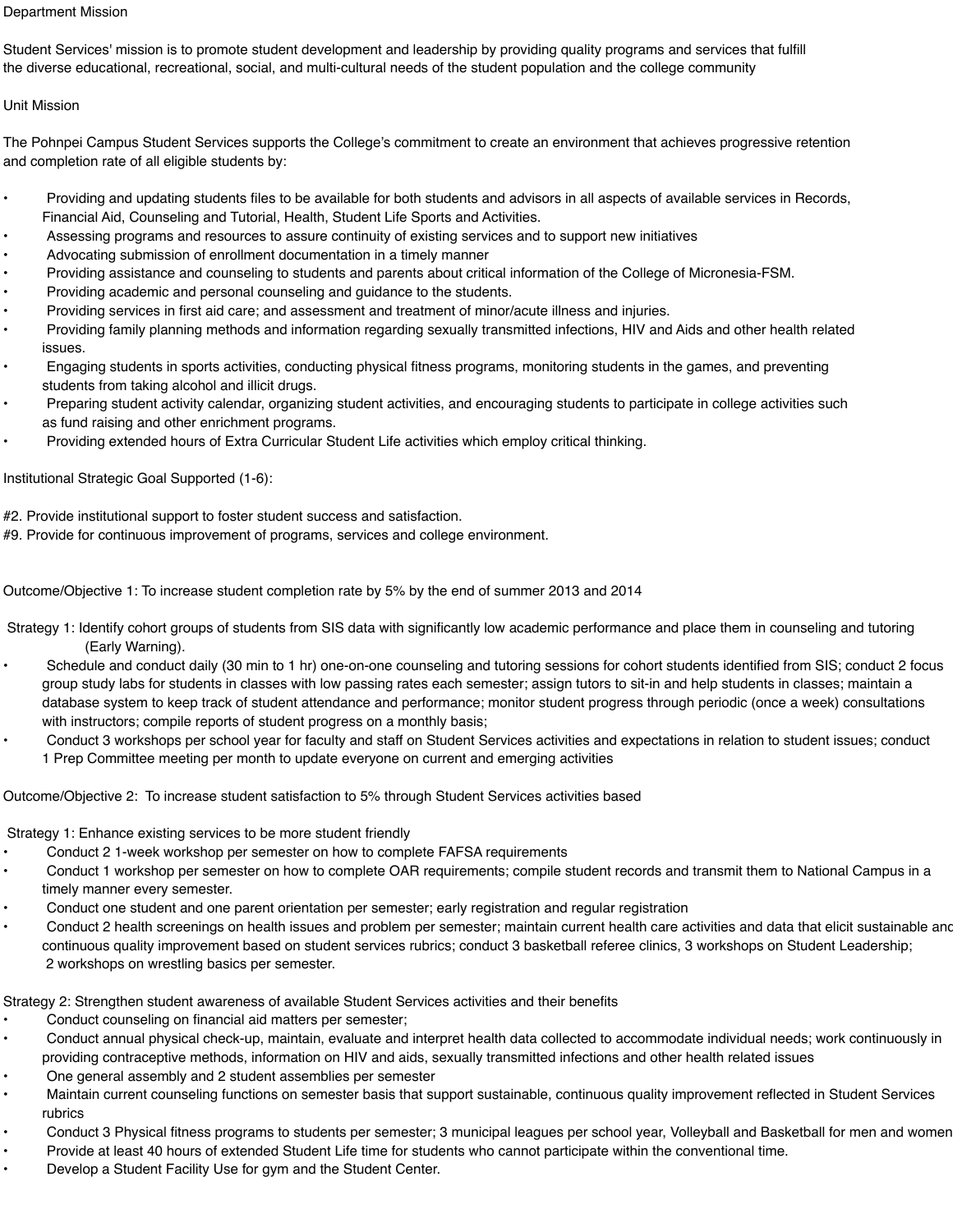Department Mission

Student Services' mission is to promote student development and leadership by providing quality programs and services that fulfill the diverse educational, recreational, social, and multi-cultural needs of the student population and the college community

Unit Mission

The Pohnpei Campus Student Services supports the College's commitment to create an environment that achieves progressive retention and completion rate of all eligible students by:

- Providing and updating students files to be available for both students and advisors in all aspects of available services in Records, Financial Aid, Counseling and Tutorial, Health, Student Life Sports and Activities.
- Assessing programs and resources to assure continuity of existing services and to support new initiatives
- Advocating submission of enrollment documentation in a timely manner
- Providing assistance and counseling to students and parents about critical information of the College of Micronesia-FSM.
- Providing academic and personal counseling and guidance to the students.
- Providing services in first aid care; and assessment and treatment of minor/acute illness and injuries.
- Providing family planning methods and information regarding sexually transmitted infections, HIV and Aids and other health related issues.
- Engaging students in sports activities, conducting physical fitness programs, monitoring students in the games, and preventing students from taking alcohol and illicit drugs.
- Preparing student activity calendar, organizing student activities, and encouraging students to participate in college activities such as fund raising and other enrichment programs.
- Providing extended hours of Extra Curricular Student Life activities which employ critical thinking.

Institutional Strategic Goal Supported (1-6):

#2. Provide institutional support to foster student success and satisfaction.
#9. Provide for continuous improvement of programs, services and college environment.

Outcome/Objective 1: To increase student completion rate by 5% by the end of summer 2013 and 2014

Strategy 1: Identify cohort groups of students from SIS data with significantly low academic performance and place them in counseling and tutoring (Early Warning).

- Schedule and conduct daily (30 min to 1 hr) one-on-one counseling and tutoring sessions for cohort students identified from SIS; conduct 2 focus group study labs for students in classes with low passing rates each semester; assign tutors to sit-in and help students in classes; maintain a database system to keep track of student attendance and performance; monitor student progress through periodic (once a week) consultations with instructors; compile reports of student progress on a monthly basis;
- Conduct 3 workshops per school year for faculty and staff on Student Services activities and expectations in relation to student issues; conduct 1 Prep Committee meeting per month to update everyone on current and emerging activities

Outcome/Objective 2: To increase student satisfaction to 5% through Student Services activities based

Strategy 1: Enhance existing services to be more student friendly

- Conduct 2 1-week workshop per semester on how to complete FAFSA requirements
- Conduct 1 workshop per semester on how to complete OAR requirements; compile student records and transmit them to National Campus in a timely manner every semester.
- Conduct one student and one parent orientation per semester; early registration and regular registration
- Conduct 2 health screenings on health issues and problem per semester; maintain current health care activities and data that elicit sustainable and continuous quality improvement based on student services rubrics; conduct 3 basketball referee clinics, 3 workshops on Student Leadership; 2 workshops on wrestling basics per semester.

Strategy 2: Strengthen student awareness of available Student Services activities and their benefits

- Conduct counseling on financial aid matters per semester;
- Conduct annual physical check-up, maintain, evaluate and interpret health data collected to accommodate individual needs; work continuously in providing contraceptive methods, information on HIV and aids, sexually transmitted infections and other health related issues
- One general assembly and 2 student assemblies per semester
- Maintain current counseling functions on semester basis that support sustainable, continuous quality improvement reflected in Student Services rubrics
- Conduct 3 Physical fitness programs to students per semester; 3 municipal leagues per school year, Volleyball and Basketball for men and women
- Provide at least 40 hours of extended Student Life time for students who cannot participate within the conventional time.
- Develop a Student Facility Use for gym and the Student Center.